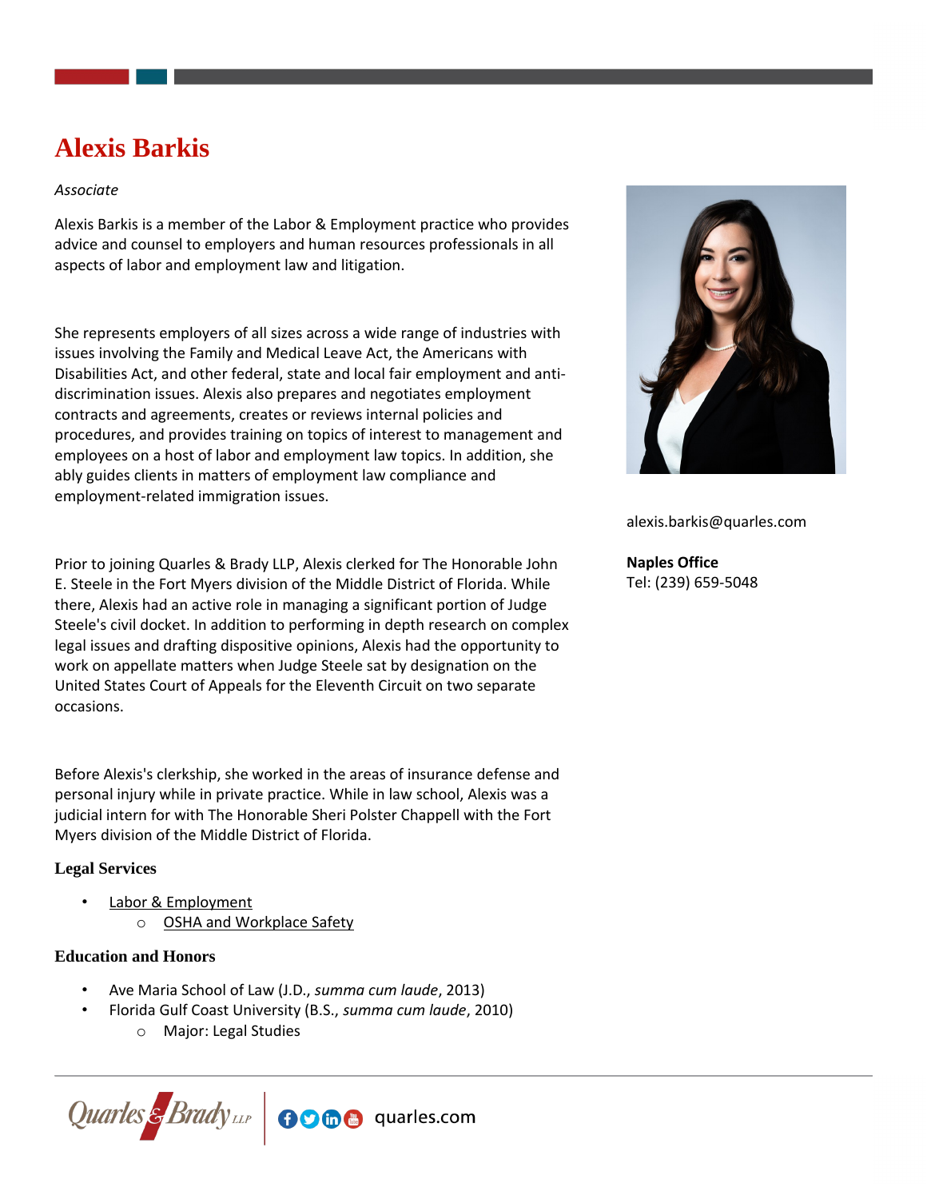# Alexis Barkis

*Associate*

Alexis Barkis is a member of the Labor & Employment practice who provides advice and counsel to employers and human resources professionals in all aspects of labor and employment law and litigation.

She represents employers of all sizes across a wide range of industries with issues involving the Family and Medical Leave Act, the Americans with Disabilities Act, and other federal, state and local fair employment and anti-discrimination issues. Alexis also prepares and negotiates employment contracts and agreements, creates or reviews internal policies and procedures, and provides training on topics of interest to management and employees on a host of labor and employment law topics. In addition, she ably guides clients in matters of employment law compliance and employment-related immigration issues.

Prior to joining Quarles & Brady LLP, Alexis clerked for The Honorable John E. Steele in the Fort Myers division of the Middle District of Florida. While there, Alexis had an active role in managing a significant portion of Judge Steele's civil docket. In addition to performing in depth research on complex legal issues and drafting dispositive opinions, Alexis had the opportunity to work on appellate matters when Judge Steele sat by designation on the United States Court of Appeals for the Eleventh Circuit on two separate occasions.

Before Alexis's clerkship, she worked in the areas of insurance defense and personal injury while in private practice. While in law school, Alexis was a judicial intern for with The Honorable Sheri Polster Chappell with the Fort Myers division of the Middle District of Florida.

alexis.barkis@quarles.com

**Naples Office**
Tel: (239) 659-5048

### Legal Services

- Labor & Employment
  - OSHA and Workplace Safety

### Education and Honors

- Ave Maria School of Law (J.D., *summa cum laude*, 2013)
- Florida Gulf Coast University (B.S., *summa cum laude*, 2010)
  - Major: Legal Studies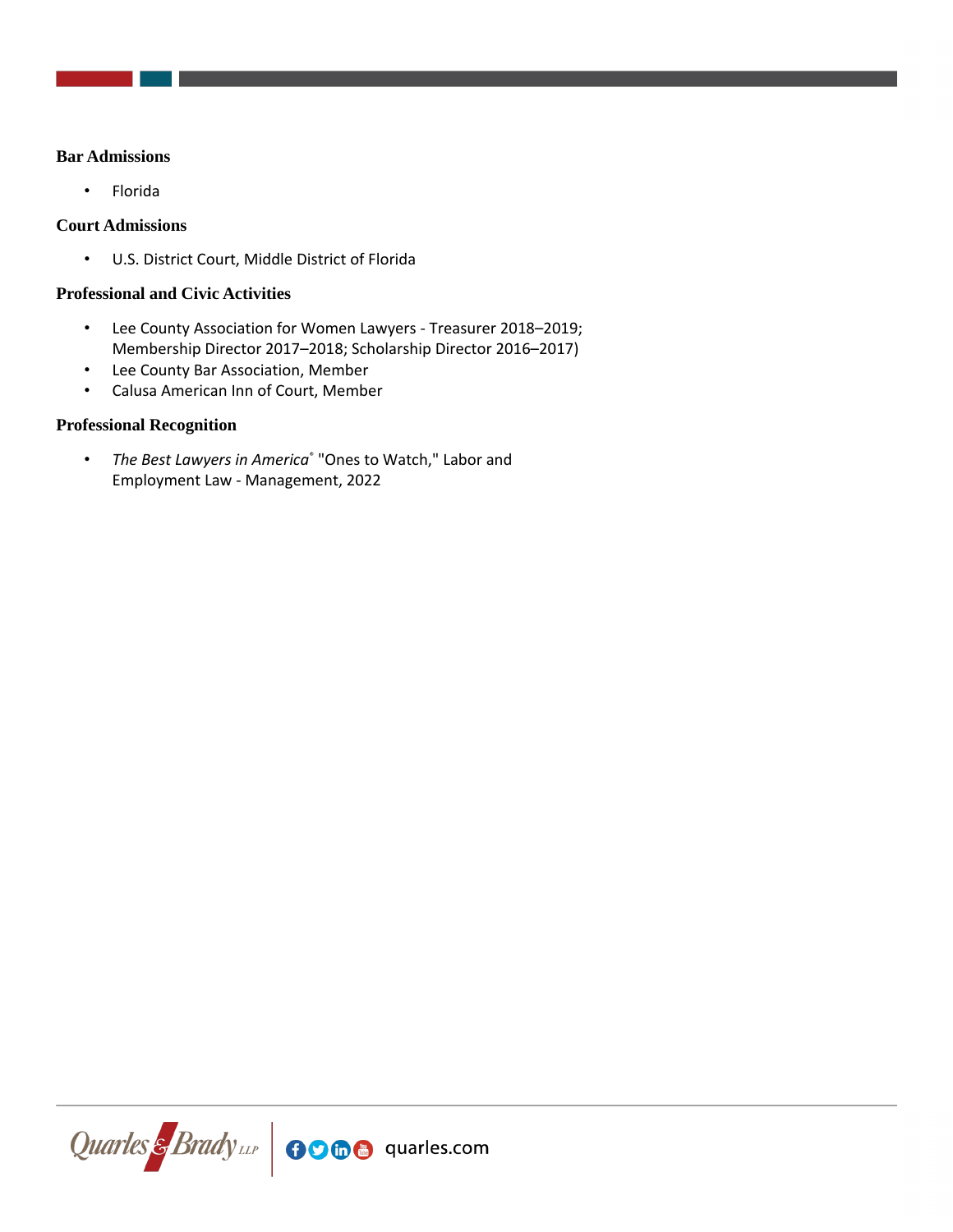## Bar Admissions

- Florida

## Court Admissions

- U.S. District Court, Middle District of Florida

## Professional and Civic Activities

- Lee County Association for Women Lawyers - Treasurer 2018–2019; Membership Director 2017–2018; Scholarship Director 2016–2017)
- Lee County Bar Association, Member
- Calusa American Inn of Court, Member

## Professional Recognition

- *The Best Lawyers in America®* "Ones to Watch," Labor and Employment Law - Management, 2022